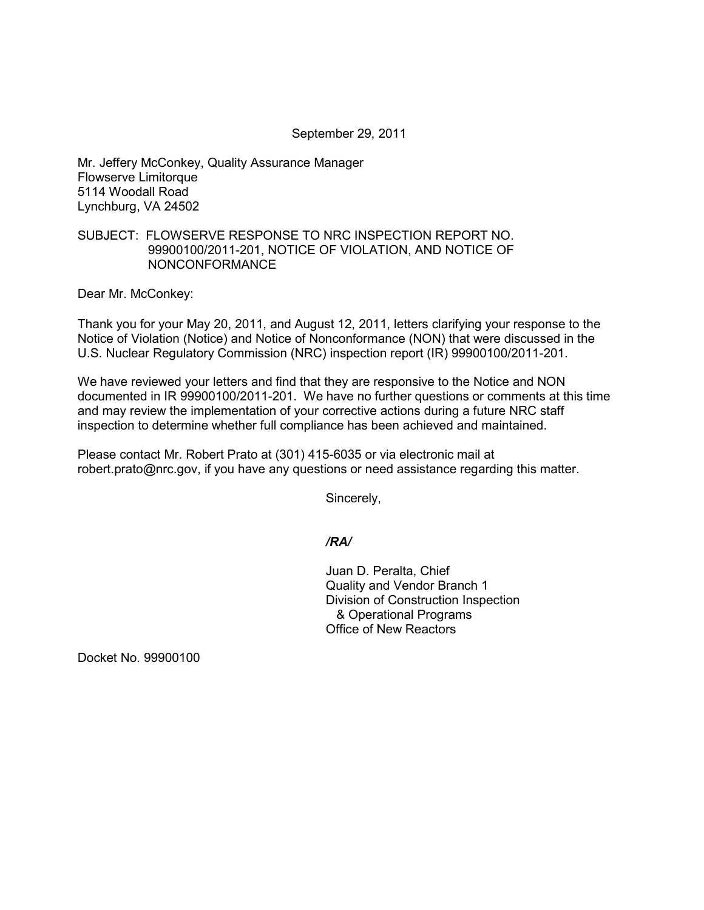September 29, 2011

Mr. Jeffery McConkey, Quality Assurance Manager
Flowserve Limitorque
5114 Woodall Road
Lynchburg, VA 24502

SUBJECT: FLOWSERVE RESPONSE TO NRC INSPECTION REPORT NO. 99900100/2011-201, NOTICE OF VIOLATION, AND NOTICE OF NONCONFORMANCE

Dear Mr. McConkey:

Thank you for your May 20, 2011, and August 12, 2011, letters clarifying your response to the Notice of Violation (Notice) and Notice of Nonconformance (NON) that were discussed in the U.S. Nuclear Regulatory Commission (NRC) inspection report (IR) 99900100/2011-201.

We have reviewed your letters and find that they are responsive to the Notice and NON documented in IR 99900100/2011-201. We have no further questions or comments at this time and may review the implementation of your corrective actions during a future NRC staff inspection to determine whether full compliance has been achieved and maintained.

Please contact Mr. Robert Prato at (301) 415-6035 or via electronic mail at robert.prato@nrc.gov, if you have any questions or need assistance regarding this matter.

Sincerely,

*/RA/*

Juan D. Peralta, Chief
Quality and Vendor Branch 1
Division of Construction Inspection
& Operational Programs
Office of New Reactors

Docket No. 99900100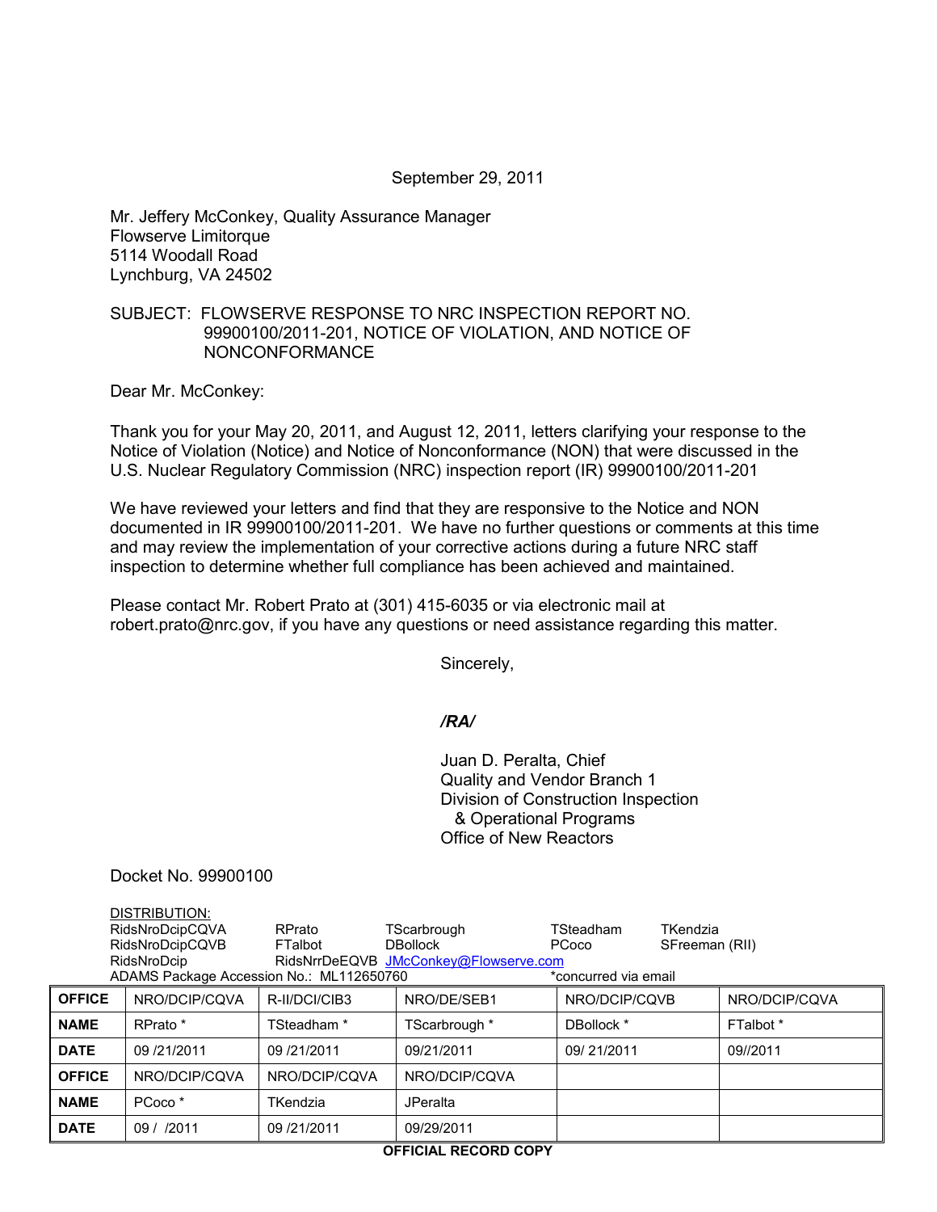September 29, 2011

Mr. Jeffery McConkey, Quality Assurance Manager
Flowserve Limitorque
5114 Woodall Road
Lynchburg, VA 24502

SUBJECT: FLOWSERVE RESPONSE TO NRC INSPECTION REPORT NO. 99900100/2011-201, NOTICE OF VIOLATION, AND NOTICE OF NONCONFORMANCE

Dear Mr. McConkey:

Thank you for your May 20, 2011, and August 12, 2011, letters clarifying your response to the Notice of Violation (Notice) and Notice of Nonconformance (NON) that were discussed in the U.S. Nuclear Regulatory Commission (NRC) inspection report (IR) 99900100/2011-201

We have reviewed your letters and find that they are responsive to the Notice and NON documented in IR 99900100/2011-201. We have no further questions or comments at this time and may review the implementation of your corrective actions during a future NRC staff inspection to determine whether full compliance has been achieved and maintained.

Please contact Mr. Robert Prato at (301) 415-6035 or via electronic mail at robert.prato@nrc.gov, if you have any questions or need assistance regarding this matter.

Sincerely,

*/RA/*

Juan D. Peralta, Chief
Quality and Vendor Branch 1
Division of Construction Inspection
& Operational Programs
Office of New Reactors

Docket No. 99900100

DISTRIBUTION:

| | | | | |
|---|---|---|---|---|
| RidsNroDcipCQVA | RPrato | TScarbrough | TSteadham | TKendzia |
| RidsNroDcipCQVB | FTalbot | DBollock | PCoco | SFreeman (RII) |
| RidsNroDcip | RidsNrrDeEQVB | JMcConkey@Flowserve.com | | |

ADAMS Package Accession No.: ML112650760 *concurred via email

| | | | | | |
|---|---|---|---|---|---|
| **OFFICE** | NRO/DCIP/CQVA | R-II/DCI/CIB3 | NRO/DE/SEB1 | NRO/DCIP/CQVB | NRO/DCIP/CQVA |
| **NAME** | RPrato * | TSteadham * | TScarbrough * | DBollock * | FTalbot * |
| **DATE** | 09 /21/2011 | 09 /21/2011 | 09/21/2011 | 09/ 21/2011 | 09//2011 |
| **OFFICE** | NRO/DCIP/CQVA | NRO/DCIP/CQVA | NRO/DCIP/CQVA | | |
| **NAME** | PCoco * | TKendzia | JPeralta | | |
| **DATE** | 09 / /2011 | 09 /21/2011 | 09/29/2011 | | |

**OFFICIAL RECORD COPY**